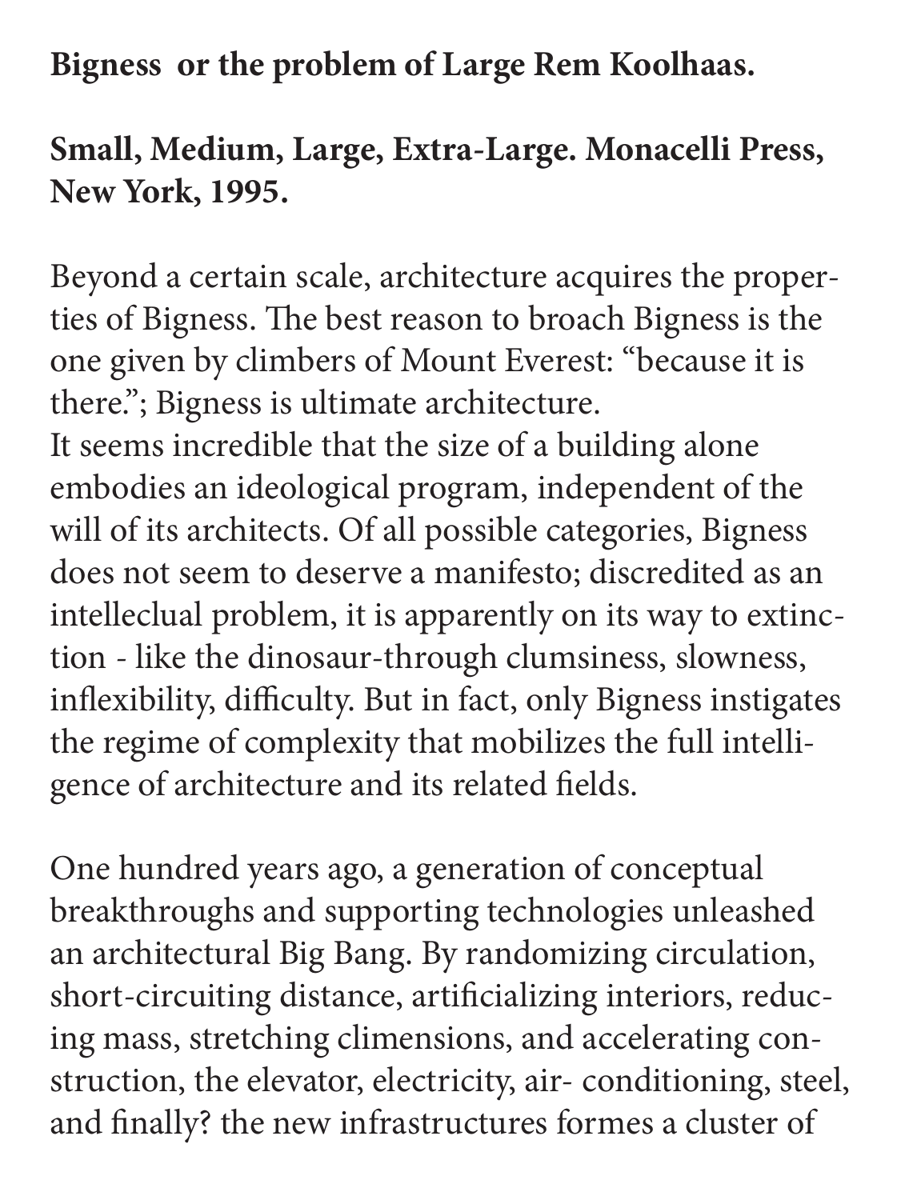**Bigness or the problem of Large Rem Koolhaas.**

**Small, Medium, Large, Extra-Large. Monacelli Press, New York, 1995.**

Beyond a certain scale, architecture acquires the properties of Bigness. The best reason to broach Bigness is the one given by climbers of Mount Everest: "because it is there."; Bigness is ultimate architecture.
It seems incredible that the size of a building alone embodies an ideological program, independent of the will of its architects. Of all possible categories, Bigness does not seem to deserve a manifesto; discredited as an intelleclual problem, it is apparently on its way to extinction - like the dinosaur-through clumsiness, slowness, inflexibility, difficulty. But in fact, only Bigness instigates the regime of complexity that mobilizes the full intelligence of architecture and its related fields.

One hundred years ago, a generation of conceptual breakthroughs and supporting technologies unleashed an architectural Big Bang. By randomizing circulation, short-circuiting distance, artificializing interiors, reducing mass, stretching climensions, and accelerating construction, the elevator, electricity, air- conditioning, steel, and finally? the new infrastructures formes a cluster of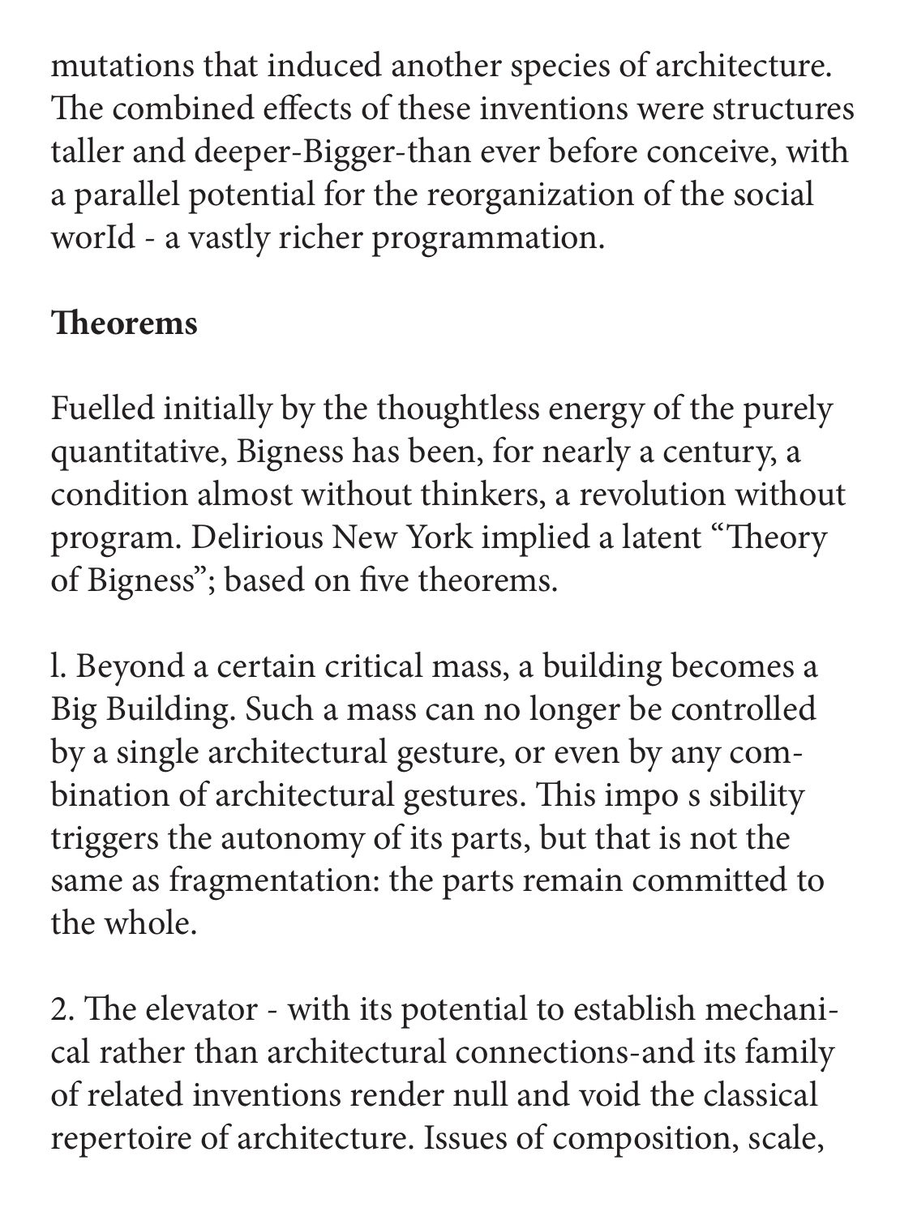mutations that induced another species of architecture. The combined effects of these inventions were structures taller and deeper-Bigger-than ever before conceive, with a parallel potential for the reorganization of the social worId - a vastly richer programmation.

**Theorems**

Fuelled initially by the thoughtless energy of the purely quantitative, Bigness has been, for nearly a century, a condition almost without thinkers, a revolution without program. Delirious New York implied a latent “Theory of Bigness”; based on five theorems.

l. Beyond a certain critical mass, a building becomes a Big Building. Such a mass can no longer be controlled by a single architectural gesture, or even by any combination of architectural gestures. This impo s sibility triggers the autonomy of its parts, but that is not the same as fragmentation: the parts remain committed to the whole.

2. The elevator - with its potential to establish mechanical rather than architectural connections-and its family of related inventions render null and void the classical repertoire of architecture. Issues of composition, scale,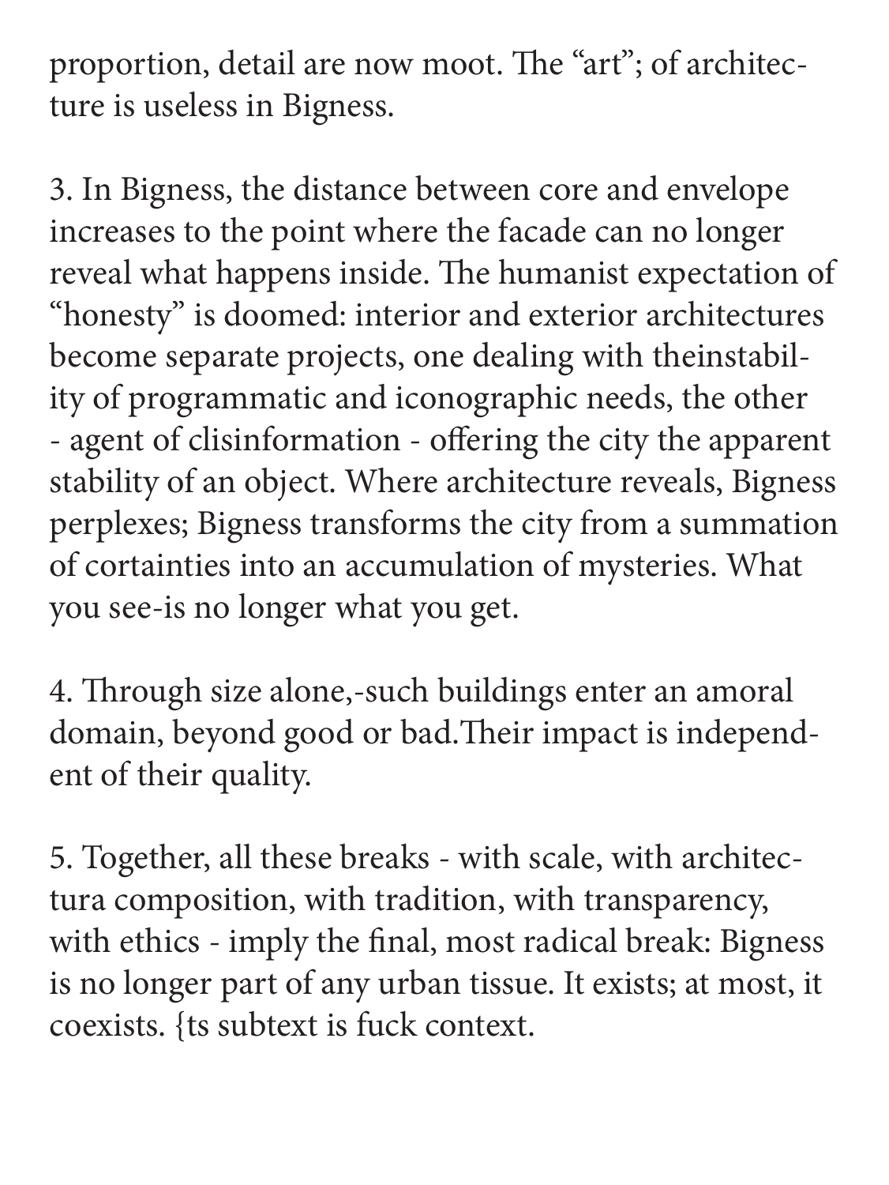proportion, detail are now moot. The "art"; of architecture is useless in Bigness.

3. In Bigness, the distance between core and envelope increases to the point where the facade can no longer reveal what happens inside. The humanist expectation of "honesty" is doomed: interior and exterior architectures become separate projects, one dealing with theinstability of programmatic and iconographic needs, the other - agent of clisinformation - offering the city the apparent stability of an object. Where architecture reveals, Bigness perplexes; Bigness transforms the city from a summation of cortainties into an accumulation of mysteries. What you see-is no longer what you get.

4. Through size alone,-such buildings enter an amoral domain, beyond good or bad.Their impact is independent of their quality.

5. Together, all these breaks - with scale, with architectura composition, with tradition, with transparency, with ethics - imply the final, most radical break: Bigness is no longer part of any urban tissue. It exists; at most, it coexists. {ts subtext is fuck context.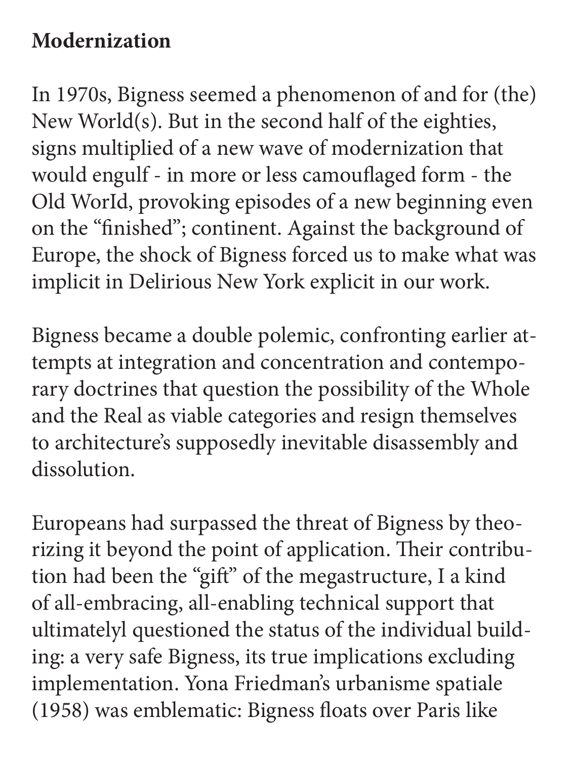**Modernization**

In 1970s, Bigness seemed a phenomenon of and for (the) New World(s). But in the second half of the eighties, signs multiplied of a new wave of modernization that would engulf - in more or less camouflaged form - the Old WorId, provoking episodes of a new beginning even on the “finished”; continent. Against the background of Europe, the shock of Bigness forced us to make what was implicit in Delirious New York explicit in our work.

Bigness became a double polemic, confronting earlier attempts at integration and concentration and contemporary doctrines that question the possibility of the Whole and the Real as viable categories and resign themselves to architecture’s supposedly inevitable disassembly and dissolution.

Europeans had surpassed the threat of Bigness by theorizing it beyond the point of application. Their contribution had been the “gift” of the megastructure, I a kind of all-embracing, all-enabling technical support that ultimatelyl questioned the status of the individual building: a very safe Bigness, its true implications excluding implementation. Yona Friedman’s urbanisme spatiale (1958) was emblematic: Bigness floats over Paris like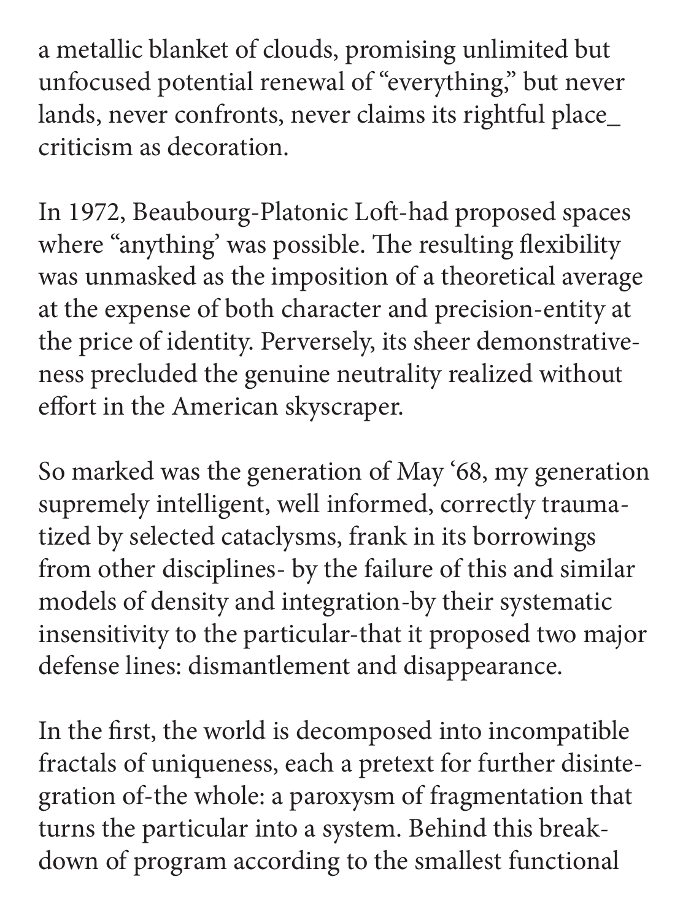a metallic blanket of clouds, promising unlimited but unfocused potential renewal of "everything," but never lands, never confronts, never claims its rightful place_ criticism as decoration.

In 1972, Beaubourg-Platonic Loft-had proposed spaces where "anything' was possible. The resulting flexibility was unmasked as the imposition of a theoretical average at the expense of both character and precision-entity at the price of identity. Perversely, its sheer demonstrativeness precluded the genuine neutrality realized without effort in the American skyscraper.

So marked was the generation of May '68, my generation supremely intelligent, well informed, correctly traumatized by selected cataclysms, frank in its borrowings from other disciplines- by the failure of this and similar models of density and integration-by their systematic insensitivity to the particular-that it proposed two major defense lines: dismantlement and disappearance.

In the first, the world is decomposed into incompatible fractals of uniqueness, each a pretext for further disintegration of-the whole: a paroxysm of fragmentation that turns the particular into a system. Behind this breakdown of program according to the smallest functional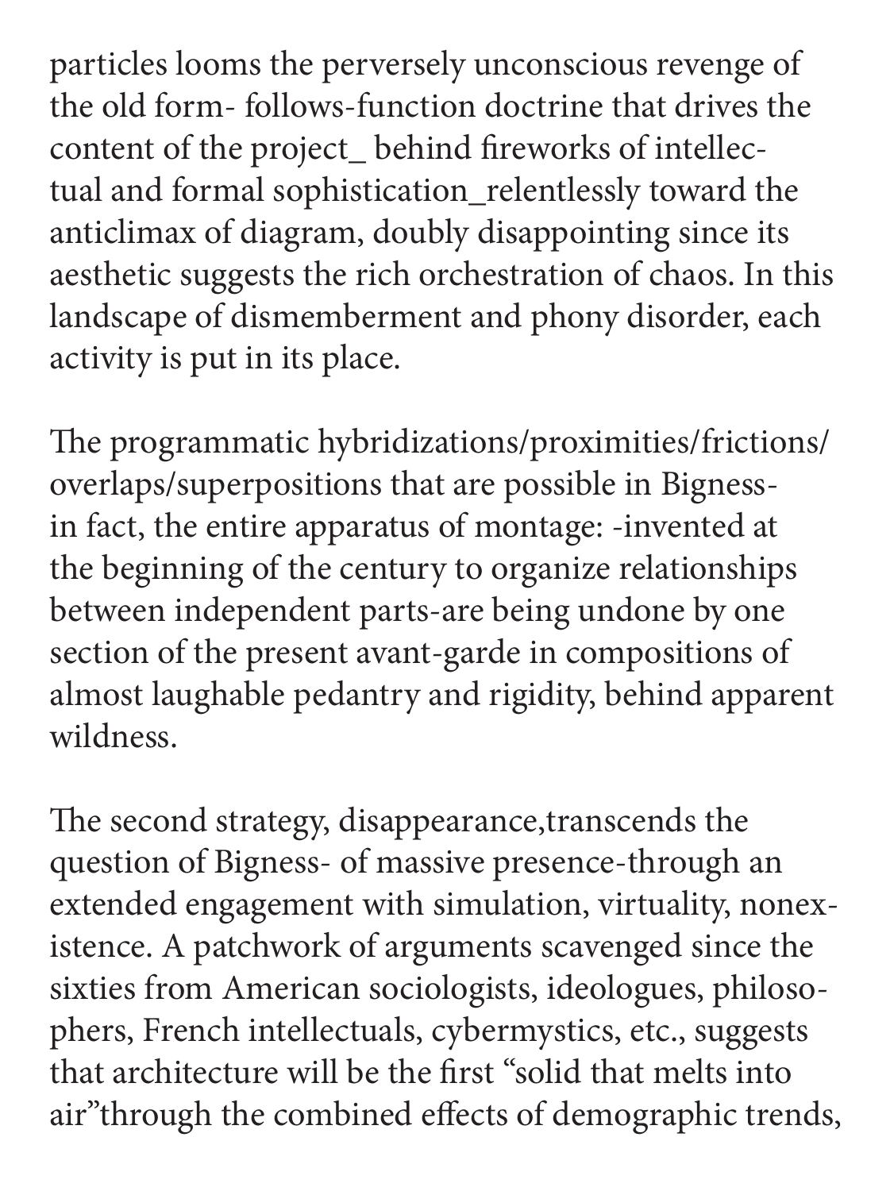particles looms the perversely unconscious revenge of the old form- follows-function doctrine that drives the content of the project_ behind fireworks of intellectual and formal sophistication_relentlessly toward the anticlimax of diagram, doubly disappointing since its aesthetic suggests the rich orchestration of chaos. In this landscape of dismemberment and phony disorder, each activity is put in its place.

The programmatic hybridizations/proximities/frictions/overlaps/superpositions that are possible in Bigness-in fact, the entire apparatus of montage: -invented at the beginning of the century to organize relationships between independent parts-are being undone by one section of the present avant-garde in compositions of almost laughable pedantry and rigidity, behind apparent wildness.

The second strategy, disappearance,transcends the question of Bigness- of massive presence-through an extended engagement with simulation, virtuality, nonexistence. A patchwork of arguments scavenged since the sixties from American sociologists, ideologues, philosophers, French intellectuals, cybermystics, etc., suggests that architecture will be the first "solid that melts into air"through the combined effects of demographic trends,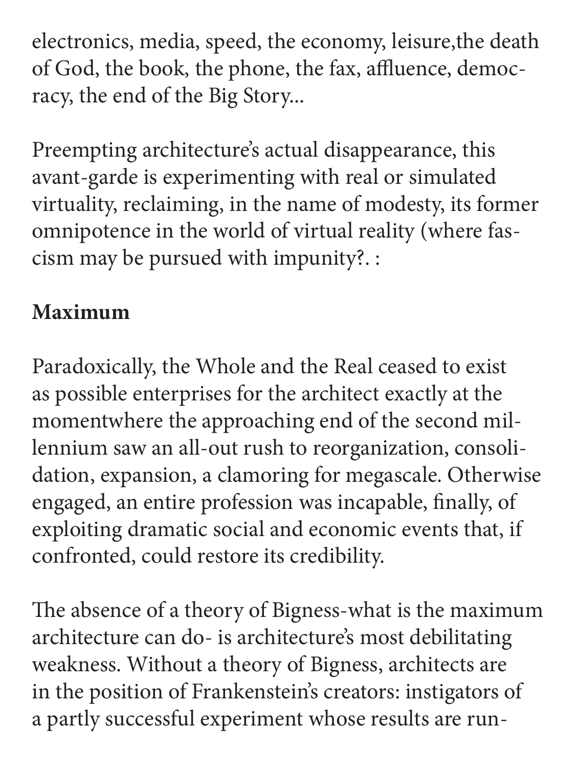electronics, media, speed, the economy, leisure,the death of God, the book, the phone, the fax, affluence, democracy, the end of the Big Story...

Preempting architecture's actual disappearance, this avant-garde is experimenting with real or simulated virtuality, reclaiming, in the name of modesty, its former omnipotence in the world of virtual reality (where fascism may be pursued with impunity?. :

**Maximum**

Paradoxically, the Whole and the Real ceased to exist as possible enterprises for the architect exactly at the momentwhere the approaching end of the second millennium saw an all-out rush to reorganization, consolidation, expansion, a clamoring for megascale. Otherwise engaged, an entire profession was incapable, finally, of exploiting dramatic social and economic events that, if confronted, could restore its credibility.

The absence of a theory of Bigness-what is the maximum architecture can do- is architecture's most debilitating weakness. Without a theory of Bigness, architects are in the position of Frankenstein's creators: instigators of a partly successful experiment whose results are run-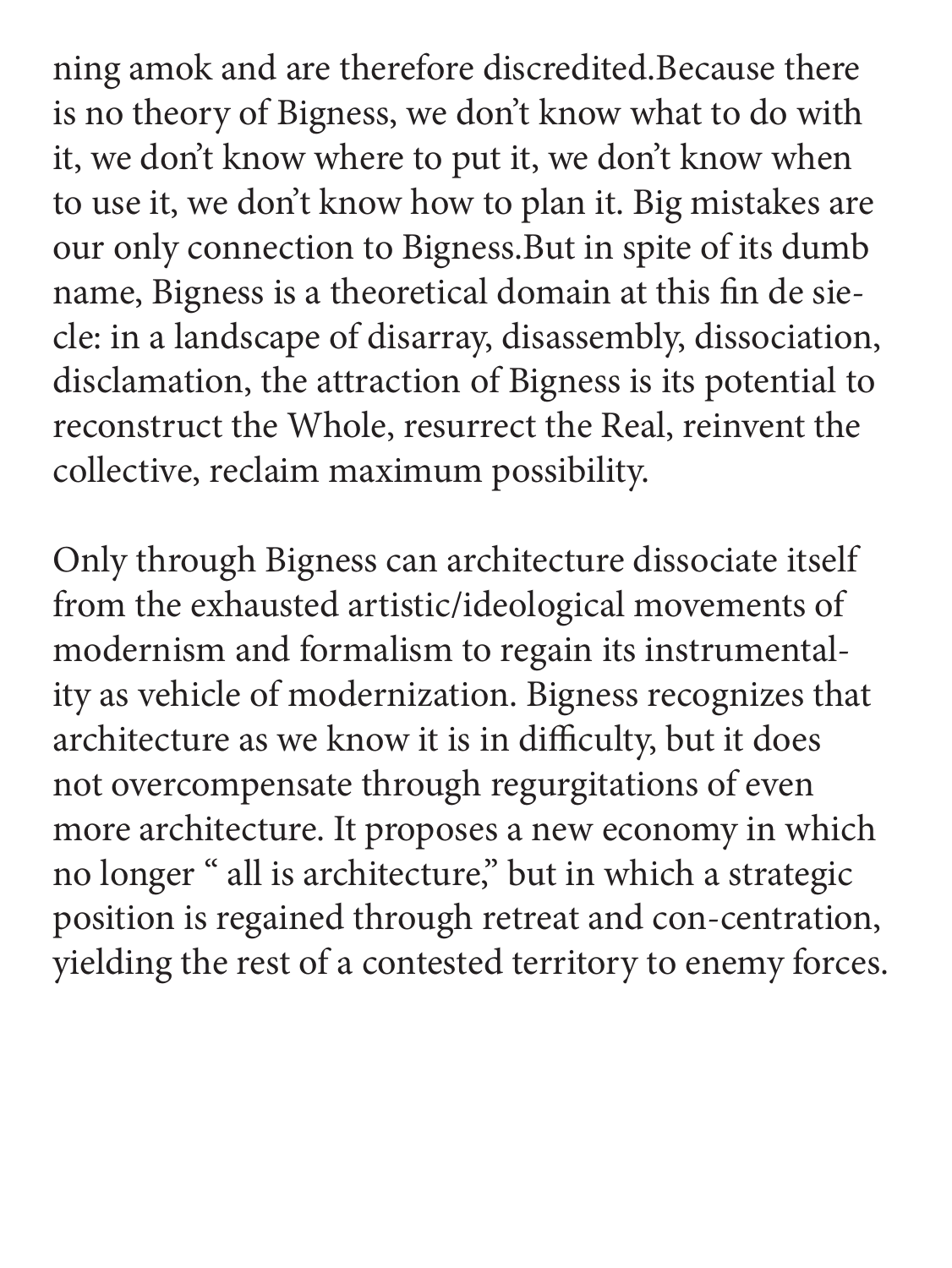ning amok and are therefore discredited.Because there is no theory of Bigness, we don't know what to do with it, we don't know where to put it, we don't know when to use it, we don't know how to plan it. Big mistakes are our only connection to Bigness.But in spite of its dumb name, Bigness is a theoretical domain at this fin de siecle: in a landscape of disarray, disassembly, dissociation, disclamation, the attraction of Bigness is its potential to reconstruct the Whole, resurrect the Real, reinvent the collective, reclaim maximum possibility.

Only through Bigness can architecture dissociate itself from the exhausted artistic/ideological movements of modernism and formalism to regain its instrumentality as vehicle of modernization. Bigness recognizes that architecture as we know it is in difficulty, but it does not overcompensate through regurgitations of even more architecture. It proposes a new economy in which no longer " all is architecture," but in which a strategic position is regained through retreat and con-centration, yielding the rest of a contested territory to enemy forces.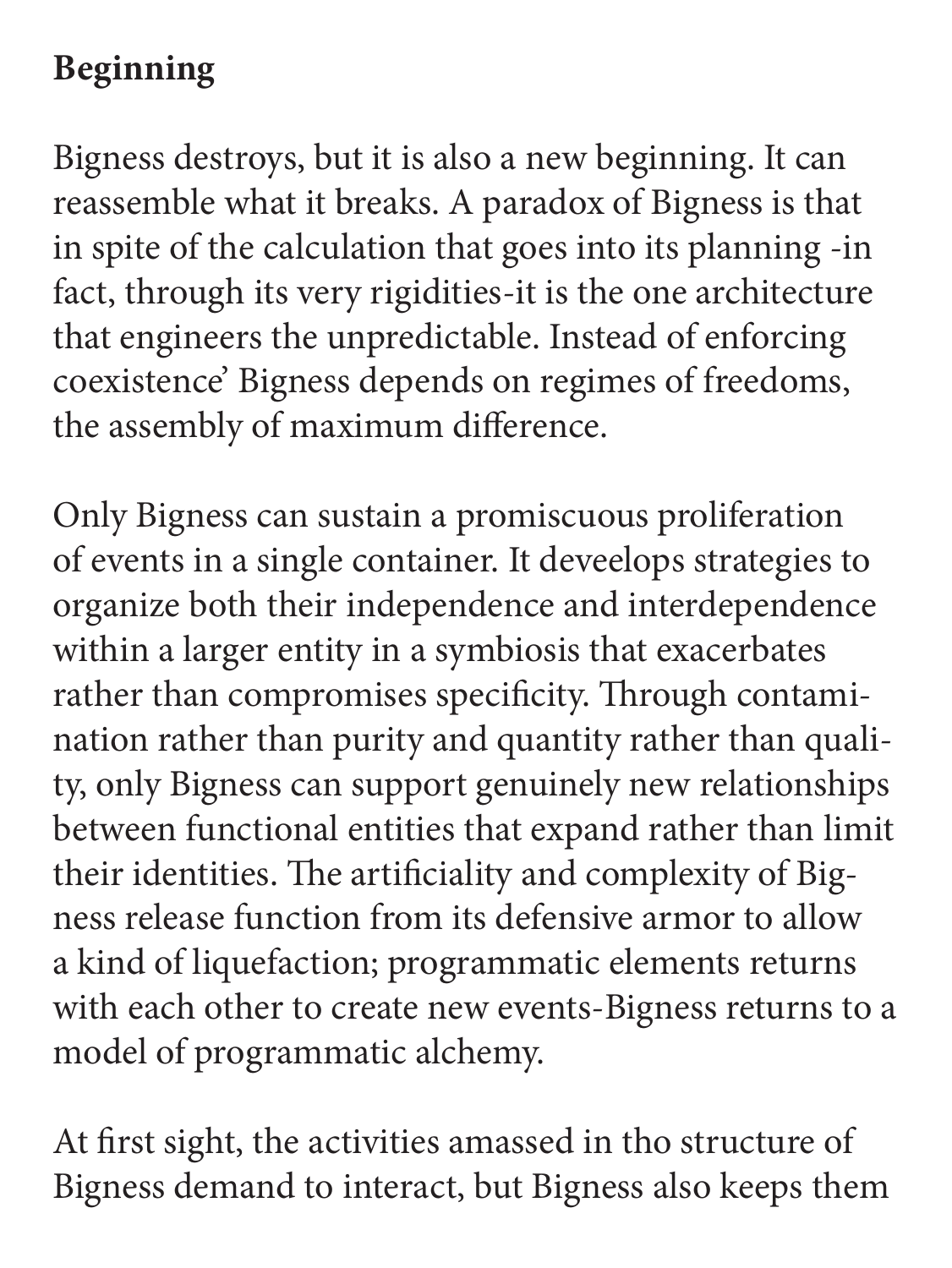**Beginning**

Bigness destroys, but it is also a new beginning. It can reassemble what it breaks. A paradox of Bigness is that in spite of the calculation that goes into its planning -in fact, through its very rigidities-it is the one architecture that engineers the unpredictable. Instead of enforcing coexistence' Bigness depends on regimes of freedoms, the assembly of maximum difference.

Only Bigness can sustain a promiscuous proliferation of events in a single container. It deveelops strategies to organize both their independence and interdependence within a larger entity in a symbiosis that exacerbates rather than compromises specificity. Through contamination rather than purity and quantity rather than quality, only Bigness can support genuinely new relationships between functional entities that expand rather than limit their identities. The artificiality and complexity of Bigness release function from its defensive armor to allow a kind of liquefaction; programmatic elements returns with each other to create new events-Bigness returns to a model of programmatic alchemy.

At first sight, the activities amassed in tho structure of Bigness demand to interact, but Bigness also keeps them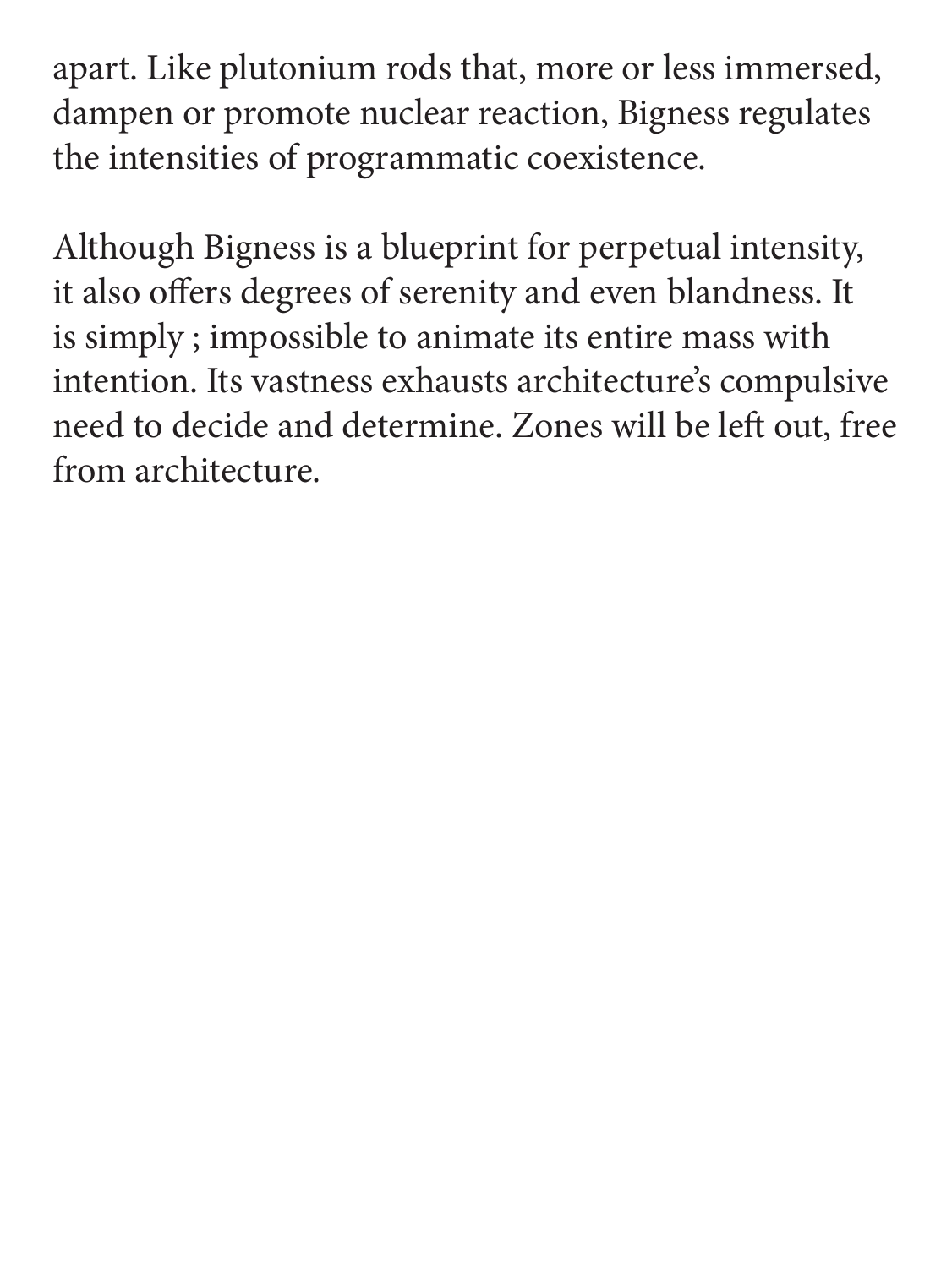apart. Like plutonium rods that, more or less immersed, dampen or promote nuclear reaction, Bigness regulates the intensities of programmatic coexistence.

Although Bigness is a blueprint for perpetual intensity, it also offers degrees of serenity and even blandness. It is simply ; impossible to animate its entire mass with intention. Its vastness exhausts architecture's compulsive need to decide and determine. Zones will be left out, free from architecture.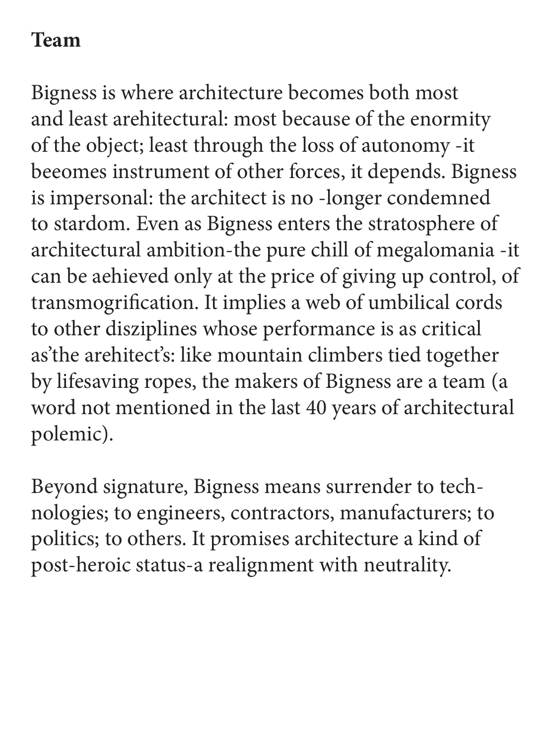**Team**

Bigness is where architecture becomes both most and least arehitectural: most because of the enormity of the object; least through the loss of autonomy -it beeomes instrument of other forces, it depends. Bigness is impersonal: the architect is no -longer condemned to stardom. Even as Bigness enters the stratosphere of architectural ambition-the pure chill of megalomania -it can be aehieved only at the price of giving up control, of transmogrification. It implies a web of umbilical cords to other disziplines whose performance is as critical as'the arehitect's: like mountain climbers tied together by lifesaving ropes, the makers of Bigness are a team (a word not mentioned in the last 40 years of architectural polemic).

Beyond signature, Bigness means surrender to technologies; to engineers, contractors, manufacturers; to politics; to others. It promises architecture a kind of post-heroic status-a realignment with neutrality.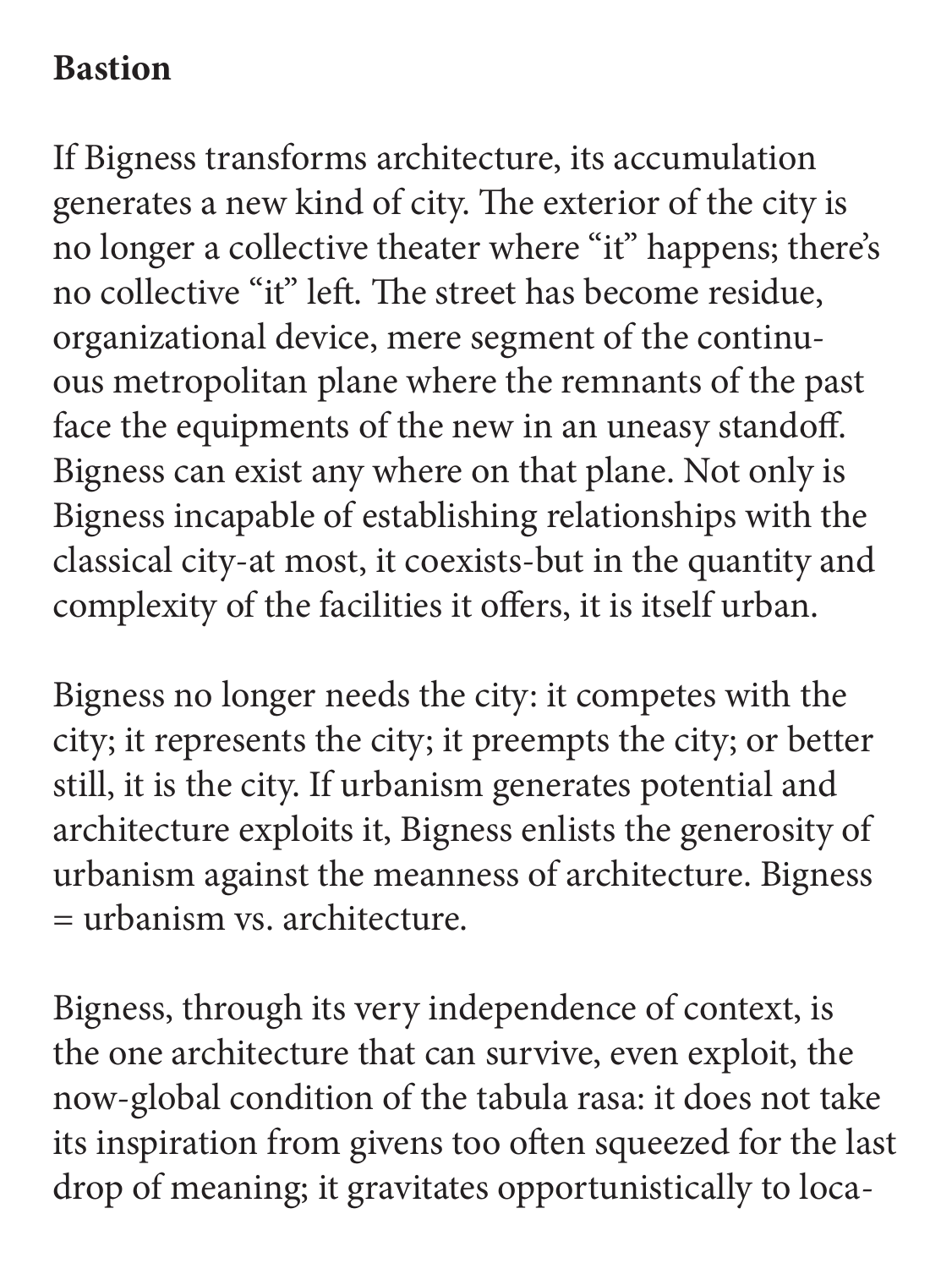**Bastion**

If Bigness transforms architecture, its accumulation generates a new kind of city. The exterior of the city is no longer a collective theater where "it" happens; there's no collective "it" left. The street has become residue, organizational device, mere segment of the continuous metropolitan plane where the remnants of the past face the equipments of the new in an uneasy standoff. Bigness can exist any where on that plane. Not only is Bigness incapable of establishing relationships with the classical city-at most, it coexists-but in the quantity and complexity of the facilities it offers, it is itself urban.

Bigness no longer needs the city: it competes with the city; it represents the city; it preempts the city; or better still, it is the city. If urbanism generates potential and architecture exploits it, Bigness enlists the generosity of urbanism against the meanness of architecture. Bigness = urbanism vs. architecture.

Bigness, through its very independence of context, is the one architecture that can survive, even exploit, the now-global condition of the tabula rasa: it does not take its inspiration from givens too often squeezed for the last drop of meaning; it gravitates opportunistically to loca-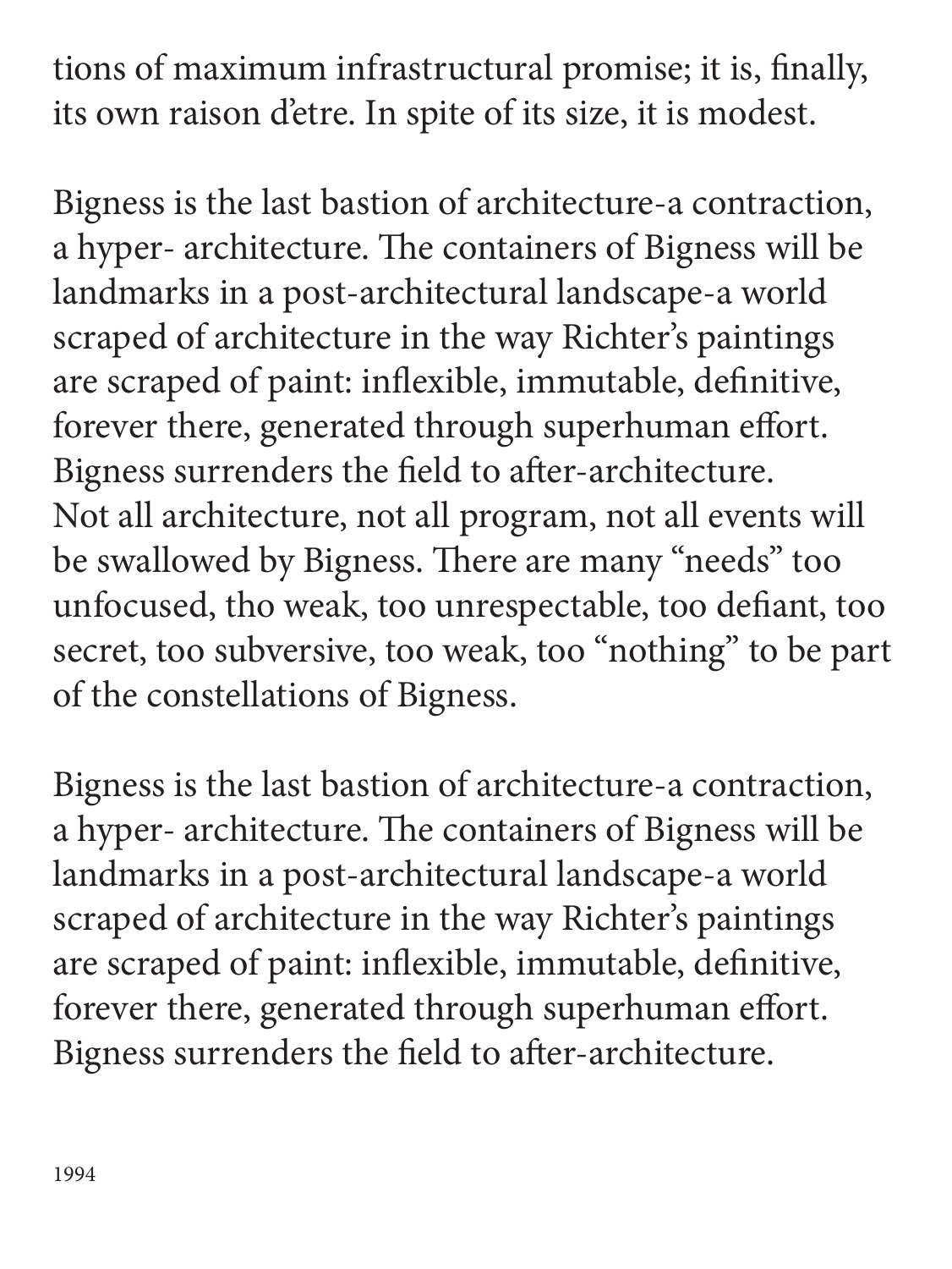tions of maximum infrastructural promise; it is, finally, its own raison d'etre. In spite of its size, it is modest.

Bigness is the last bastion of architecture-a contraction, a hyper- architecture. The containers of Bigness will be landmarks in a post-architectural landscape-a world scraped of architecture in the way Richter's paintings are scraped of paint: inflexible, immutable, definitive, forever there, generated through superhuman effort. Bigness surrenders the field to after-architecture.
Not all architecture, not all program, not all events will be swallowed by Bigness. There are many "needs" too unfocused, tho weak, too unrespectable, too defiant, too secret, too subversive, too weak, too "nothing" to be part of the constellations of Bigness.

Bigness is the last bastion of architecture-a contraction, a hyper- architecture. The containers of Bigness will be landmarks in a post-architectural landscape-a world scraped of architecture in the way Richter's paintings are scraped of paint: inflexible, immutable, definitive, forever there, generated through superhuman effort. Bigness surrenders the field to after-architecture.

1994